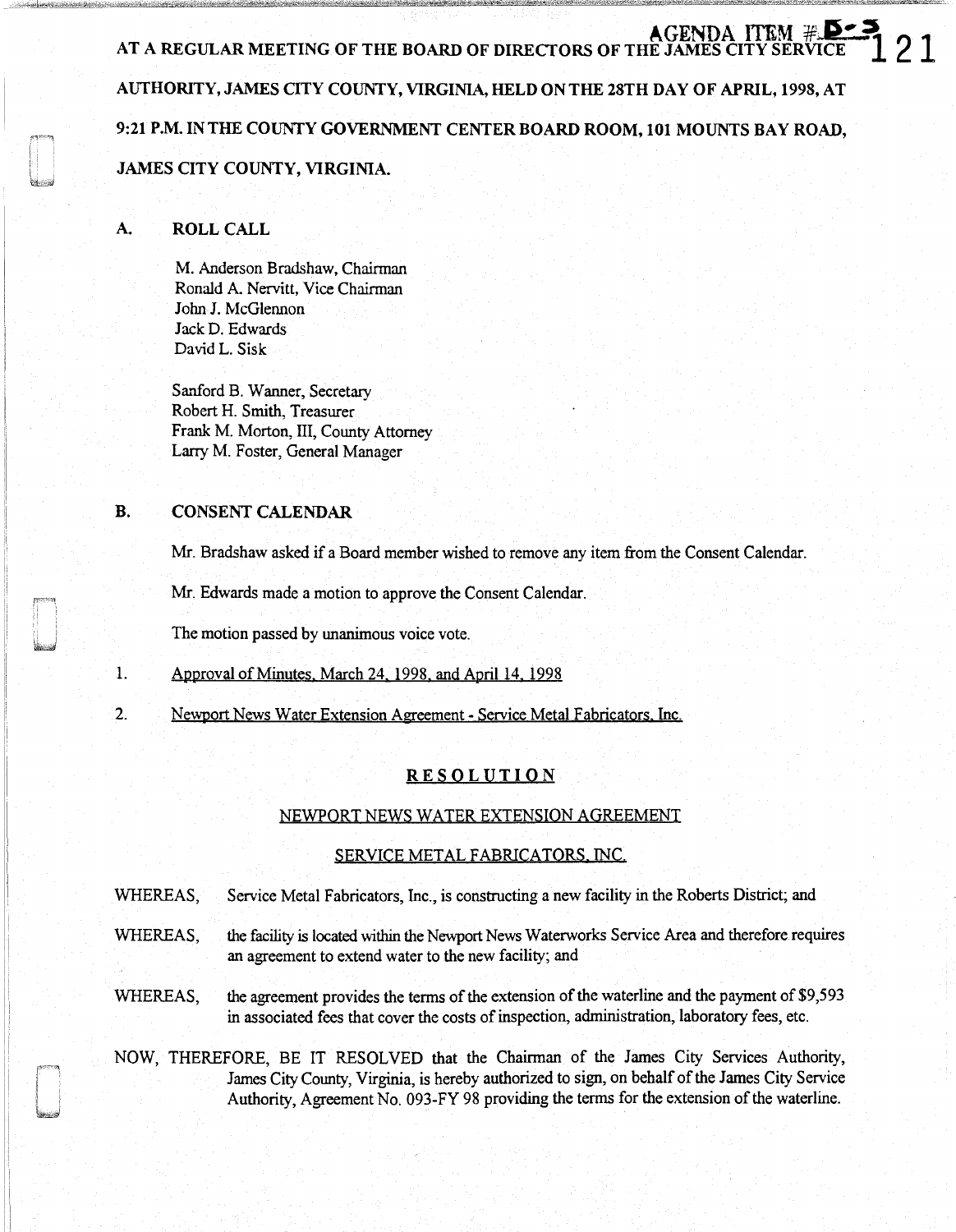AGENDA ITEM #B-5

AT A REGULAR MEETING OF THE BOARD OF DIRECTORS OF THE JAMES CITY SERVICE AUTHORITY, JAMES CITY COUNTY, VIRGINIA, HELD ON THE 28TH DAY OF APRIL, 1998, AT 9:21 P.M. IN THE COUNTY GOVERNMENT CENTER BOARD ROOM, 101 MOUNTS BAY ROAD, JAMES CITY COUNTY, VIRGINIA.

## A. ROLL CALL

M. Anderson Bradshaw, Chairman
Ronald A. Nervitt, Vice Chairman
John J. McGlennon
Jack D. Edwards
David L. Sisk

Sanford B. Wanner, Secretary
Robert H. Smith, Treasurer
Frank M. Morton, III, County Attorney
Larry M. Foster, General Manager

## B. CONSENT CALENDAR

Mr. Bradshaw asked if a Board member wished to remove any item from the Consent Calendar.

Mr. Edwards made a motion to approve the Consent Calendar.

The motion passed by unanimous voice vote.

1. Approval of Minutes, March 24, 1998, and April 14, 1998

2. Newport News Water Extension Agreement - Service Metal Fabricators, Inc.

### RESOLUTION

#### NEWPORT NEWS WATER EXTENSION AGREEMENT

#### SERVICE METAL FABRICATORS, INC.

WHEREAS, Service Metal Fabricators, Inc., is constructing a new facility in the Roberts District; and

WHEREAS, the facility is located within the Newport News Waterworks Service Area and therefore requires an agreement to extend water to the new facility; and

WHEREAS, the agreement provides the terms of the extension of the waterline and the payment of $9,593 in associated fees that cover the costs of inspection, administration, laboratory fees, etc.

NOW, THEREFORE, BE IT RESOLVED that the Chairman of the James City Services Authority, James City County, Virginia, is hereby authorized to sign, on behalf of the James City Service Authority, Agreement No. 093-FY 98 providing the terms for the extension of the waterline.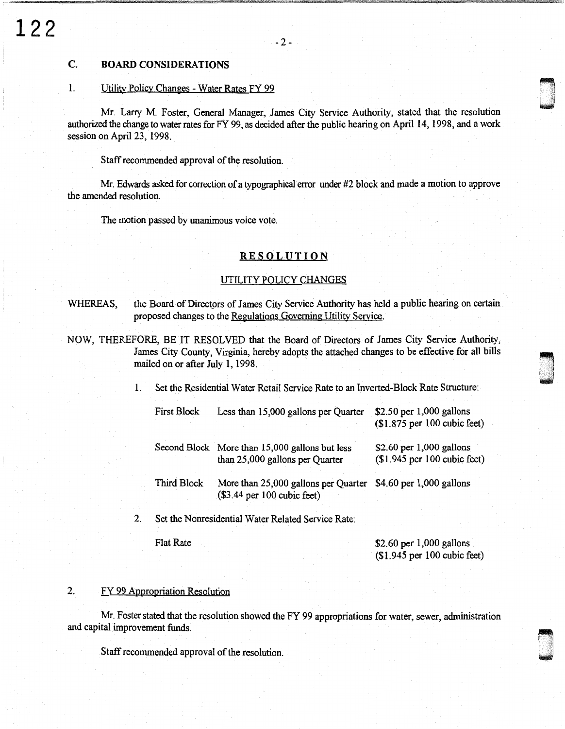## C. BOARD CONSIDERATIONS

### 1. Utility Policy Changes - Water Rates FY 99

Mr. Larry M. Foster, General Manager, James City Service Authority, stated that the resolution authorized the change to water rates for FY 99, as decided after the public hearing on April 14, 1998, and a work session on April 23, 1998.

Staff recommended approval of the resolution.

Mr. Edwards asked for correction of a typographical error under #2 block and made a motion to approve the amended resolution.

The motion passed by unanimous voice vote.

**RESOLUTION**

UTILITY POLICY CHANGES

WHEREAS, the Board of Directors of James City Service Authority has held a public hearing on certain proposed changes to the Regulations Governing Utility Service.

NOW, THEREFORE, BE IT RESOLVED that the Board of Directors of James City Service Authority, James City County, Virginia, hereby adopts the attached changes to be effective for all bills mailed on or after July 1, 1998.

1. Set the Residential Water Retail Service Rate to an Inverted-Block Rate Structure:

| | | |
|---|---|---|
| First Block | Less than 15,000 gallons per Quarter | $2.50 per 1,000 gallons ($1.875 per 100 cubic feet) |
| Second Block | More than 15,000 gallons but less than 25,000 gallons per Quarter | $2.60 per 1,000 gallons ($1.945 per 100 cubic feet) |
| Third Block | More than 25,000 gallons per Quarter ($3.44 per 100 cubic feet) | $4.60 per 1,000 gallons |

2. Set the Nonresidential Water Related Service Rate:

| | |
|---|---|
| Flat Rate | $2.60 per 1,000 gallons ($1.945 per 100 cubic feet) |

### 2. FY 99 Appropriation Resolution

Mr. Foster stated that the resolution showed the FY 99 appropriations for water, sewer, administration and capital improvement funds.

Staff recommended approval of the resolution.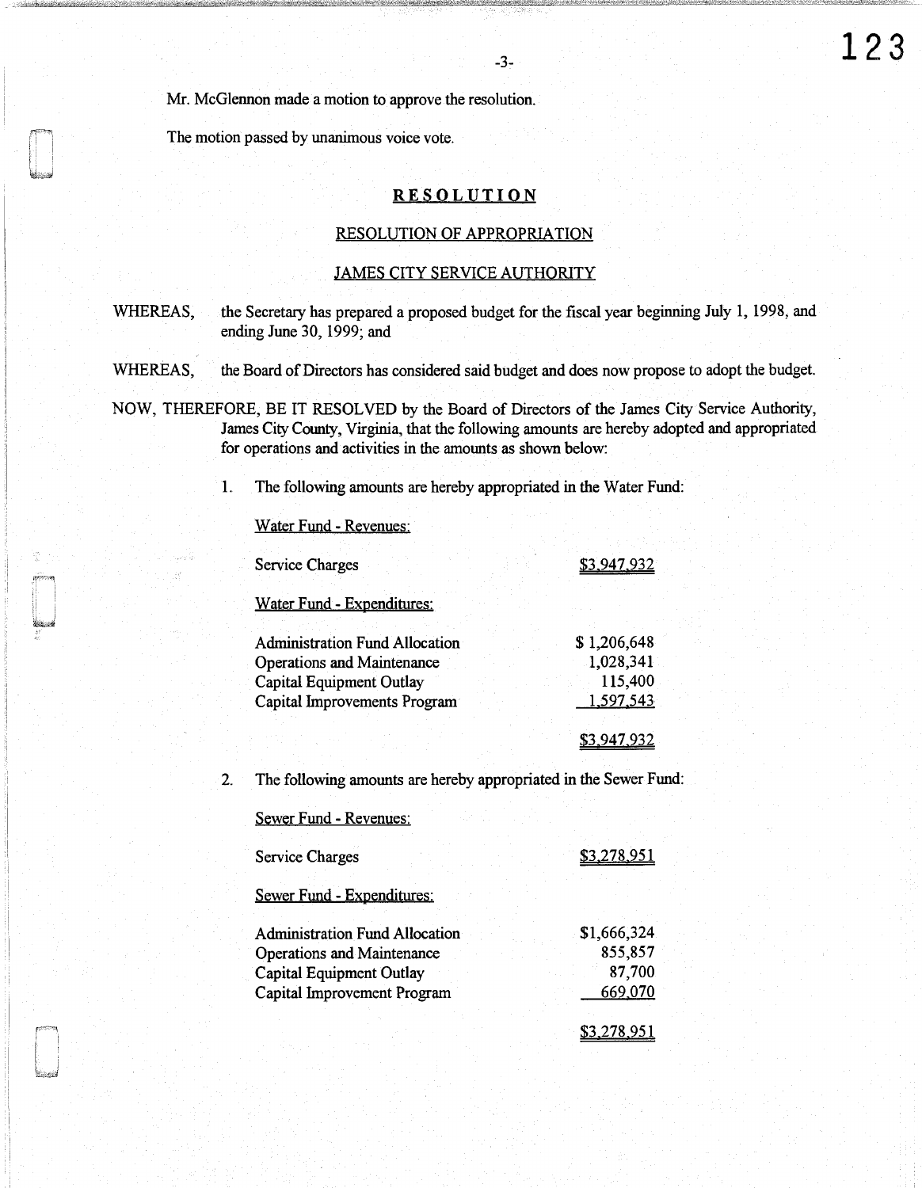Mr. McGlennon made a motion to approve the resolution.

The motion passed by unanimous voice vote.

## RESOLUTION

### RESOLUTION OF APPROPRIATION

### JAMES CITY SERVICE AUTHORITY

WHEREAS, the Secretary has prepared a proposed budget for the fiscal year beginning July 1, 1998, and ending June 30, 1999; and

WHEREAS, the Board of Directors has considered said budget and does now propose to adopt the budget.

NOW, THEREFORE, BE IT RESOLVED by the Board of Directors of the James City Service Authority, James City County, Virginia, that the following amounts are hereby adopted and appropriated for operations and activities in the amounts as shown below:

1. The following amounts are hereby appropriated in the Water Fund:

   Water Fund - Revenues:

   | | |
   |---|---|
   | Service Charges | $3,947,932 |

   Water Fund - Expenditures:

   | | |
   |---|---|
   | Administration Fund Allocation | $ 1,206,648 |
   | Operations and Maintenance | 1,028,341 |
   | Capital Equipment Outlay | 115,400 |
   | Capital Improvements Program | 1,597,543 |
   | | $3,947,932 |

2. The following amounts are hereby appropriated in the Sewer Fund:

   Sewer Fund - Revenues:

   | | |
   |---|---|
   | Service Charges | $3,278,951 |

   Sewer Fund - Expenditures:

   | | |
   |---|---|
   | Administration Fund Allocation | $1,666,324 |
   | Operations and Maintenance | 855,857 |
   | Capital Equipment Outlay | 87,700 |
   | Capital Improvement Program | 669,070 |
   | | $3,278,951 |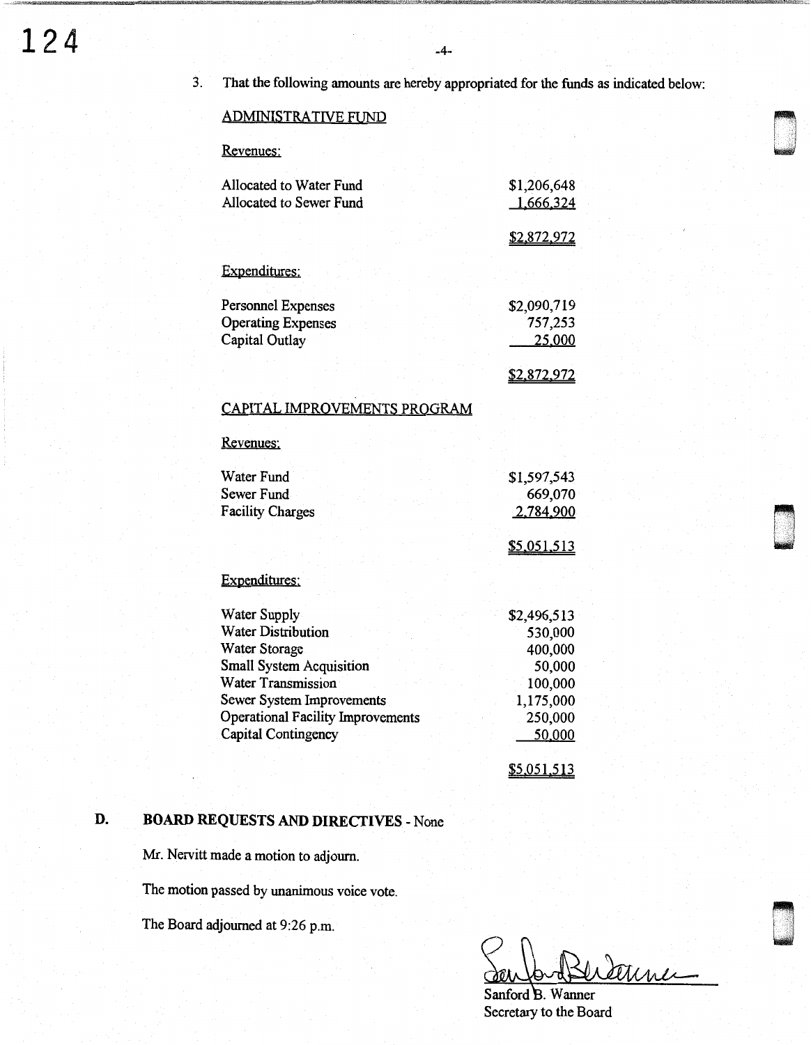3. That the following amounts are hereby appropriated for the funds as indicated below:

ADMINISTRATIVE FUND

Revenues:

| | |
|---|---|
| Allocated to Water Fund | $1,206,648 |
| Allocated to Sewer Fund | 1,666,324 |
| | $2,872,972 |

Expenditures:

| | |
|---|---|
| Personnel Expenses | $2,090,719 |
| Operating Expenses | 757,253 |
| Capital Outlay | 25,000 |
| | $2,872,972 |

CAPITAL IMPROVEMENTS PROGRAM

Revenues:

| | |
|---|---|
| Water Fund | $1,597,543 |
| Sewer Fund | 669,070 |
| Facility Charges | 2,784,900 |
| | $5,051,513 |

Expenditures:

| | |
|---|---|
| Water Supply | $2,496,513 |
| Water Distribution | 530,000 |
| Water Storage | 400,000 |
| Small System Acquisition | 50,000 |
| Water Transmission | 100,000 |
| Sewer System Improvements | 1,175,000 |
| Operational Facility Improvements | 250,000 |
| Capital Contingency | 50,000 |
| | $5,051,513 |

## D. BOARD REQUESTS AND DIRECTIVES - None

Mr. Nervitt made a motion to adjourn.

The motion passed by unanimous voice vote.

The Board adjourned at 9:26 p.m.

Sanford B. Wanner
Secretary to the Board